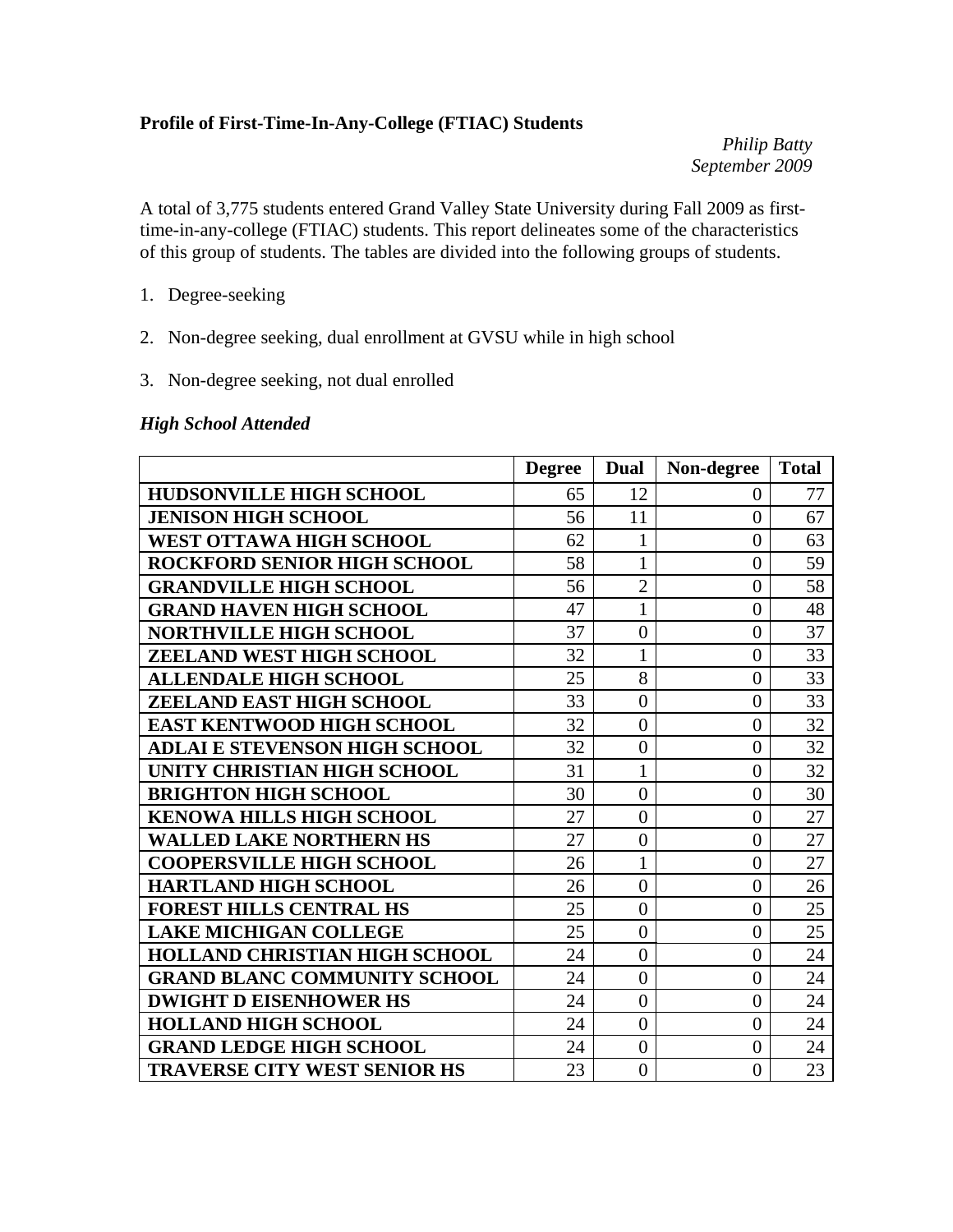**Profile of First-Time-In-Any-College (FTIAC) Students**

*Philip Batty*
*September 2009*

A total of 3,775 students entered Grand Valley State University during Fall 2009 as first-time-in-any-college (FTIAC) students. This report delineates some of the characteristics of this group of students. The tables are divided into the following groups of students.

1. Degree-seeking
2. Non-degree seeking, dual enrollment at GVSU while in high school
3. Non-degree seeking, not dual enrolled

### *High School Attended*

| | Degree | Dual | Non-degree | Total |
|---|---|---|---|---|
| **HUDSONVILLE HIGH SCHOOL** | 65 | 12 | 0 | 77 |
| **JENISON HIGH SCHOOL** | 56 | 11 | 0 | 67 |
| **WEST OTTAWA HIGH SCHOOL** | 62 | 1 | 0 | 63 |
| **ROCKFORD SENIOR HIGH SCHOOL** | 58 | 1 | 0 | 59 |
| **GRANDVILLE HIGH SCHOOL** | 56 | 2 | 0 | 58 |
| **GRAND HAVEN HIGH SCHOOL** | 47 | 1 | 0 | 48 |
| **NORTHVILLE HIGH SCHOOL** | 37 | 0 | 0 | 37 |
| **ZEELAND WEST HIGH SCHOOL** | 32 | 1 | 0 | 33 |
| **ALLENDALE HIGH SCHOOL** | 25 | 8 | 0 | 33 |
| **ZEELAND EAST HIGH SCHOOL** | 33 | 0 | 0 | 33 |
| **EAST KENTWOOD HIGH SCHOOL** | 32 | 0 | 0 | 32 |
| **ADLAI E STEVENSON HIGH SCHOOL** | 32 | 0 | 0 | 32 |
| **UNITY CHRISTIAN HIGH SCHOOL** | 31 | 1 | 0 | 32 |
| **BRIGHTON HIGH SCHOOL** | 30 | 0 | 0 | 30 |
| **KENOWA HILLS HIGH SCHOOL** | 27 | 0 | 0 | 27 |
| **WALLED LAKE NORTHERN HS** | 27 | 0 | 0 | 27 |
| **COOPERSVILLE HIGH SCHOOL** | 26 | 1 | 0 | 27 |
| **HARTLAND HIGH SCHOOL** | 26 | 0 | 0 | 26 |
| **FOREST HILLS CENTRAL HS** | 25 | 0 | 0 | 25 |
| **LAKE MICHIGAN COLLEGE** | 25 | 0 | 0 | 25 |
| **HOLLAND CHRISTIAN HIGH SCHOOL** | 24 | 0 | 0 | 24 |
| **GRAND BLANC COMMUNITY SCHOOL** | 24 | 0 | 0 | 24 |
| **DWIGHT D EISENHOWER HS** | 24 | 0 | 0 | 24 |
| **HOLLAND HIGH SCHOOL** | 24 | 0 | 0 | 24 |
| **GRAND LEDGE HIGH SCHOOL** | 24 | 0 | 0 | 24 |
| **TRAVERSE CITY WEST SENIOR HS** | 23 | 0 | 0 | 23 |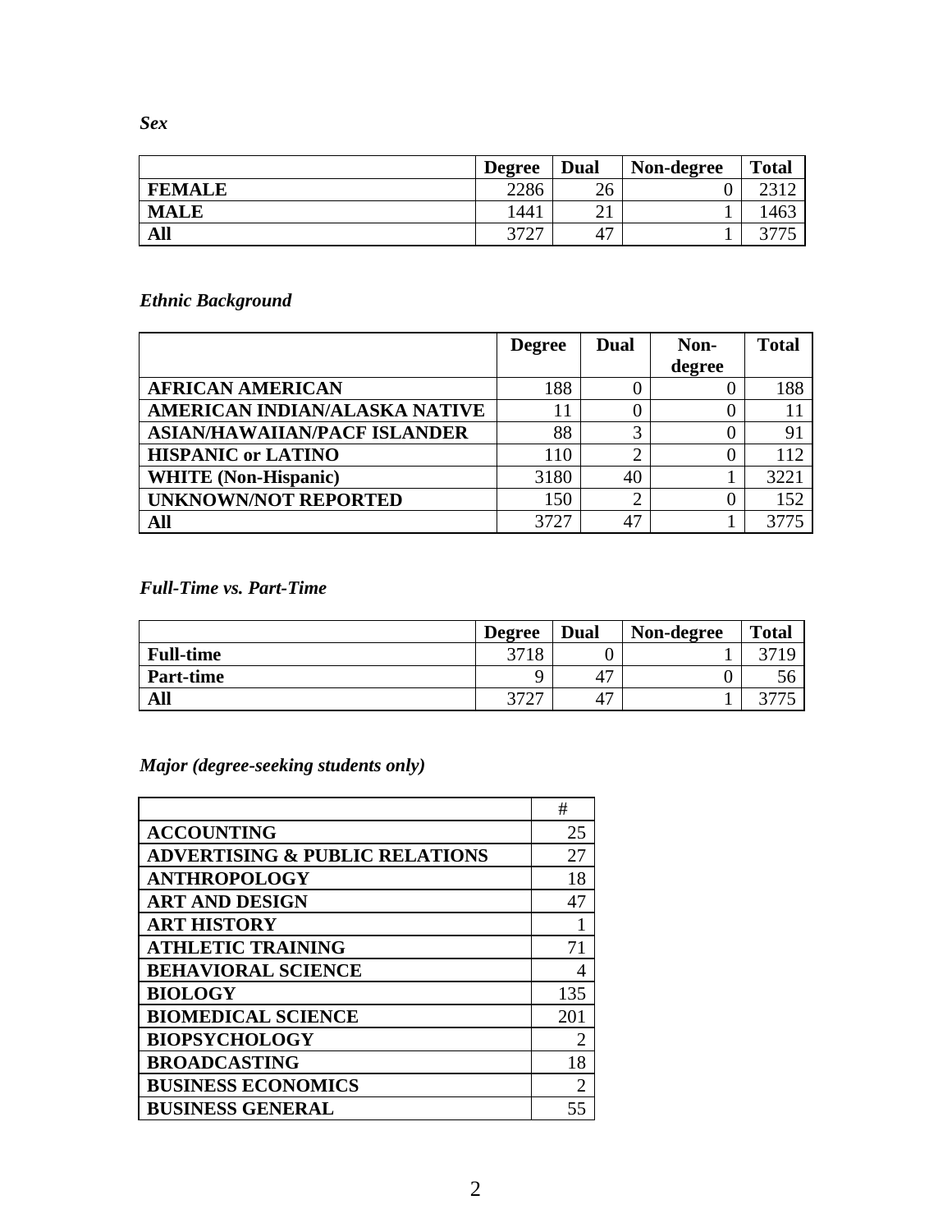*Sex*

| | Degree | Dual | Non-degree | Total |
|---|---|---|---|---|
| **FEMALE** | 2286 | 26 | 0 | 2312 |
| **MALE** | 1441 | 21 | 1 | 1463 |
| **All** | 3727 | 47 | 1 | 3775 |

*Ethnic Background*

| | Degree | Dual | Non-degree | Total |
|---|---|---|---|---|
| **AFRICAN AMERICAN** | 188 | 0 | 0 | 188 |
| **AMERICAN INDIAN/ALASKA NATIVE** | 11 | 0 | 0 | 11 |
| **ASIAN/HAWAIIAN/PACF ISLANDER** | 88 | 3 | 0 | 91 |
| **HISPANIC or LATINO** | 110 | 2 | 0 | 112 |
| **WHITE (Non-Hispanic)** | 3180 | 40 | 1 | 3221 |
| **UNKNOWN/NOT REPORTED** | 150 | 2 | 0 | 152 |
| **All** | 3727 | 47 | 1 | 3775 |

*Full-Time vs. Part-Time*

| | Degree | Dual | Non-degree | Total |
|---|---|---|---|---|
| **Full-time** | 3718 | 0 | 1 | 3719 |
| **Part-time** | 9 | 47 | 0 | 56 |
| **All** | 3727 | 47 | 1 | 3775 |

*Major (degree-seeking students only)*

| | # |
|---|---|
| **ACCOUNTING** | 25 |
| **ADVERTISING & PUBLIC RELATIONS** | 27 |
| **ANTHROPOLOGY** | 18 |
| **ART AND DESIGN** | 47 |
| **ART HISTORY** | 1 |
| **ATHLETIC TRAINING** | 71 |
| **BEHAVIORAL SCIENCE** | 4 |
| **BIOLOGY** | 135 |
| **BIOMEDICAL SCIENCE** | 201 |
| **BIOPSYCHOLOGY** | 2 |
| **BROADCASTING** | 18 |
| **BUSINESS ECONOMICS** | 2 |
| **BUSINESS GENERAL** | 55 |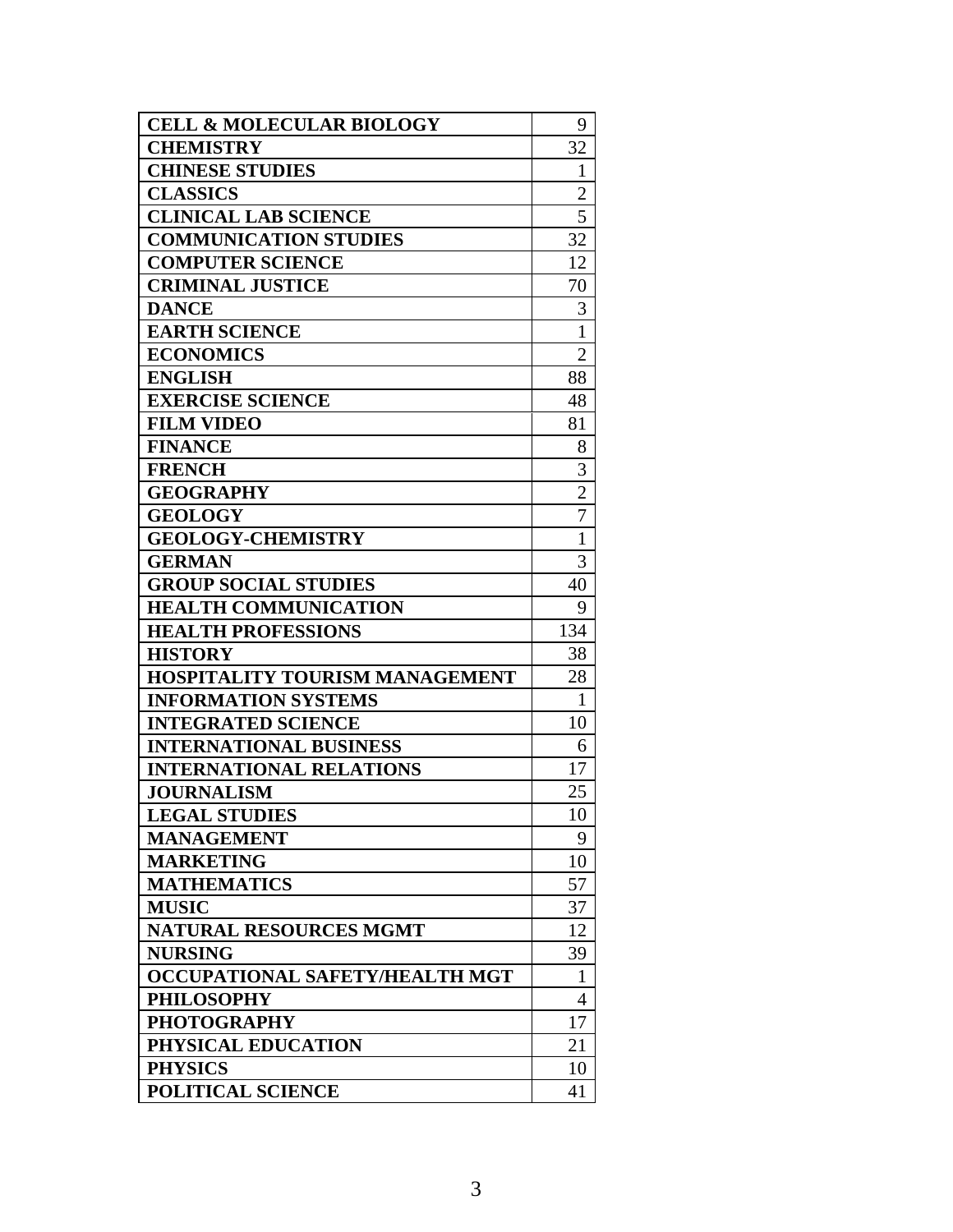| | |
|---|---|
| **CELL & MOLECULAR BIOLOGY** | 9 |
| **CHEMISTRY** | 32 |
| **CHINESE STUDIES** | 1 |
| **CLASSICS** | 2 |
| **CLINICAL LAB SCIENCE** | 5 |
| **COMMUNICATION STUDIES** | 32 |
| **COMPUTER SCIENCE** | 12 |
| **CRIMINAL JUSTICE** | 70 |
| **DANCE** | 3 |
| **EARTH SCIENCE** | 1 |
| **ECONOMICS** | 2 |
| **ENGLISH** | 88 |
| **EXERCISE SCIENCE** | 48 |
| **FILM VIDEO** | 81 |
| **FINANCE** | 8 |
| **FRENCH** | 3 |
| **GEOGRAPHY** | 2 |
| **GEOLOGY** | 7 |
| **GEOLOGY-CHEMISTRY** | 1 |
| **GERMAN** | 3 |
| **GROUP SOCIAL STUDIES** | 40 |
| **HEALTH COMMUNICATION** | 9 |
| **HEALTH PROFESSIONS** | 134 |
| **HISTORY** | 38 |
| **HOSPITALITY TOURISM MANAGEMENT** | 28 |
| **INFORMATION SYSTEMS** | 1 |
| **INTEGRATED SCIENCE** | 10 |
| **INTERNATIONAL BUSINESS** | 6 |
| **INTERNATIONAL RELATIONS** | 17 |
| **JOURNALISM** | 25 |
| **LEGAL STUDIES** | 10 |
| **MANAGEMENT** | 9 |
| **MARKETING** | 10 |
| **MATHEMATICS** | 57 |
| **MUSIC** | 37 |
| **NATURAL RESOURCES MGMT** | 12 |
| **NURSING** | 39 |
| **OCCUPATIONAL SAFETY/HEALTH MGT** | 1 |
| **PHILOSOPHY** | 4 |
| **PHOTOGRAPHY** | 17 |
| **PHYSICAL EDUCATION** | 21 |
| **PHYSICS** | 10 |
| **POLITICAL SCIENCE** | 41 |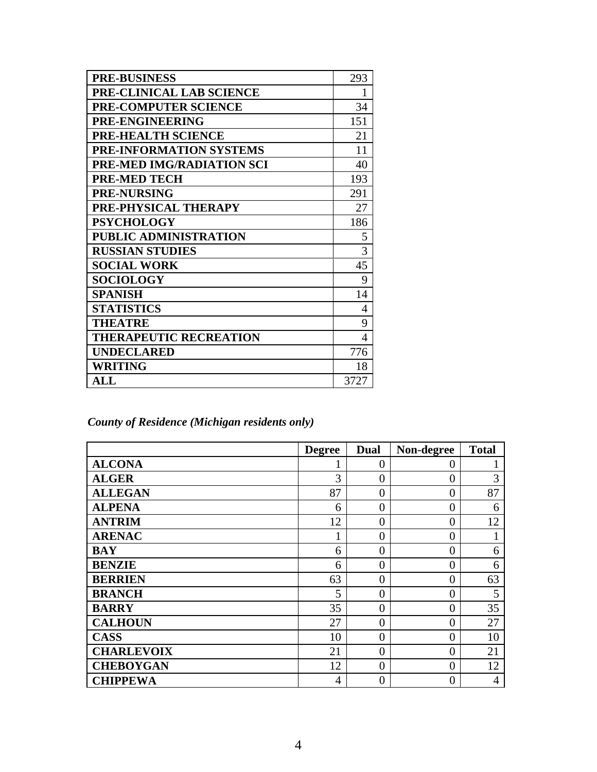| | |
|---|---|
| **PRE-BUSINESS** | 293 |
| **PRE-CLINICAL LAB SCIENCE** | 1 |
| **PRE-COMPUTER SCIENCE** | 34 |
| **PRE-ENGINEERING** | 151 |
| **PRE-HEALTH SCIENCE** | 21 |
| **PRE-INFORMATION SYSTEMS** | 11 |
| **PRE-MED IMG/RADIATION SCI** | 40 |
| **PRE-MED TECH** | 193 |
| **PRE-NURSING** | 291 |
| **PRE-PHYSICAL THERAPY** | 27 |
| **PSYCHOLOGY** | 186 |
| **PUBLIC ADMINISTRATION** | 5 |
| **RUSSIAN STUDIES** | 3 |
| **SOCIAL WORK** | 45 |
| **SOCIOLOGY** | 9 |
| **SPANISH** | 14 |
| **STATISTICS** | 4 |
| **THEATRE** | 9 |
| **THERAPEUTIC RECREATION** | 4 |
| **UNDECLARED** | 776 |
| **WRITING** | 18 |
| **ALL** | 3727 |

*County of Residence (Michigan residents only)*

| | Degree | Dual | Non-degree | Total |
|---|---|---|---|---|
| **ALCONA** | 1 | 0 | 0 | 1 |
| **ALGER** | 3 | 0 | 0 | 3 |
| **ALLEGAN** | 87 | 0 | 0 | 87 |
| **ALPENA** | 6 | 0 | 0 | 6 |
| **ANTRIM** | 12 | 0 | 0 | 12 |
| **ARENAC** | 1 | 0 | 0 | 1 |
| **BAY** | 6 | 0 | 0 | 6 |
| **BENZIE** | 6 | 0 | 0 | 6 |
| **BERRIEN** | 63 | 0 | 0 | 63 |
| **BRANCH** | 5 | 0 | 0 | 5 |
| **BARRY** | 35 | 0 | 0 | 35 |
| **CALHOUN** | 27 | 0 | 0 | 27 |
| **CASS** | 10 | 0 | 0 | 10 |
| **CHARLEVOIX** | 21 | 0 | 0 | 21 |
| **CHEBOYGAN** | 12 | 0 | 0 | 12 |
| **CHIPPEWA** | 4 | 0 | 0 | 4 |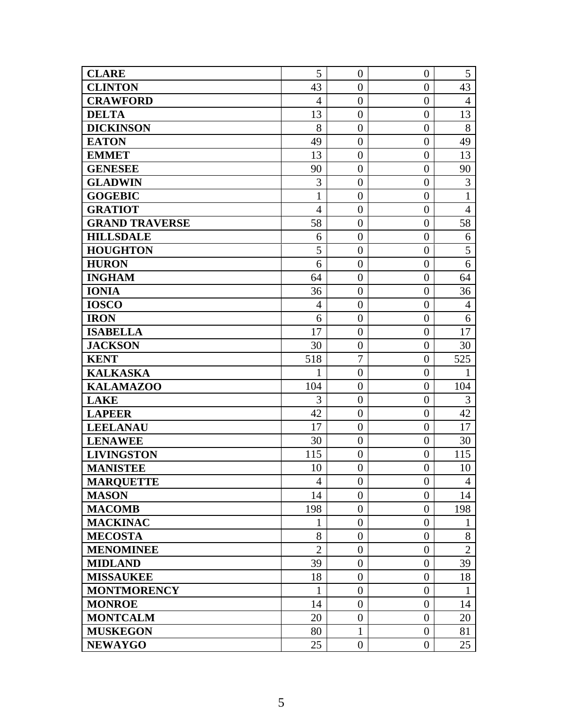| | | | | |
|---|---|---|---|---|
| **CLARE** | 5 | 0 | 0 | 5 |
| **CLINTON** | 43 | 0 | 0 | 43 |
| **CRAWFORD** | 4 | 0 | 0 | 4 |
| **DELTA** | 13 | 0 | 0 | 13 |
| **DICKINSON** | 8 | 0 | 0 | 8 |
| **EATON** | 49 | 0 | 0 | 49 |
| **EMMET** | 13 | 0 | 0 | 13 |
| **GENESEE** | 90 | 0 | 0 | 90 |
| **GLADWIN** | 3 | 0 | 0 | 3 |
| **GOGEBIC** | 1 | 0 | 0 | 1 |
| **GRATIOT** | 4 | 0 | 0 | 4 |
| **GRAND TRAVERSE** | 58 | 0 | 0 | 58 |
| **HILLSDALE** | 6 | 0 | 0 | 6 |
| **HOUGHTON** | 5 | 0 | 0 | 5 |
| **HURON** | 6 | 0 | 0 | 6 |
| **INGHAM** | 64 | 0 | 0 | 64 |
| **IONIA** | 36 | 0 | 0 | 36 |
| **IOSCO** | 4 | 0 | 0 | 4 |
| **IRON** | 6 | 0 | 0 | 6 |
| **ISABELLA** | 17 | 0 | 0 | 17 |
| **JACKSON** | 30 | 0 | 0 | 30 |
| **KENT** | 518 | 7 | 0 | 525 |
| **KALKASKA** | 1 | 0 | 0 | 1 |
| **KALAMAZOO** | 104 | 0 | 0 | 104 |
| **LAKE** | 3 | 0 | 0 | 3 |
| **LAPEER** | 42 | 0 | 0 | 42 |
| **LEELANAU** | 17 | 0 | 0 | 17 |
| **LENAWEE** | 30 | 0 | 0 | 30 |
| **LIVINGSTON** | 115 | 0 | 0 | 115 |
| **MANISTEE** | 10 | 0 | 0 | 10 |
| **MARQUETTE** | 4 | 0 | 0 | 4 |
| **MASON** | 14 | 0 | 0 | 14 |
| **MACOMB** | 198 | 0 | 0 | 198 |
| **MACKINAC** | 1 | 0 | 0 | 1 |
| **MECOSTA** | 8 | 0 | 0 | 8 |
| **MENOMINEE** | 2 | 0 | 0 | 2 |
| **MIDLAND** | 39 | 0 | 0 | 39 |
| **MISSAUKEE** | 18 | 0 | 0 | 18 |
| **MONTMORENCY** | 1 | 0 | 0 | 1 |
| **MONROE** | 14 | 0 | 0 | 14 |
| **MONTCALM** | 20 | 0 | 0 | 20 |
| **MUSKEGON** | 80 | 1 | 0 | 81 |
| **NEWAYGO** | 25 | 0 | 0 | 25 |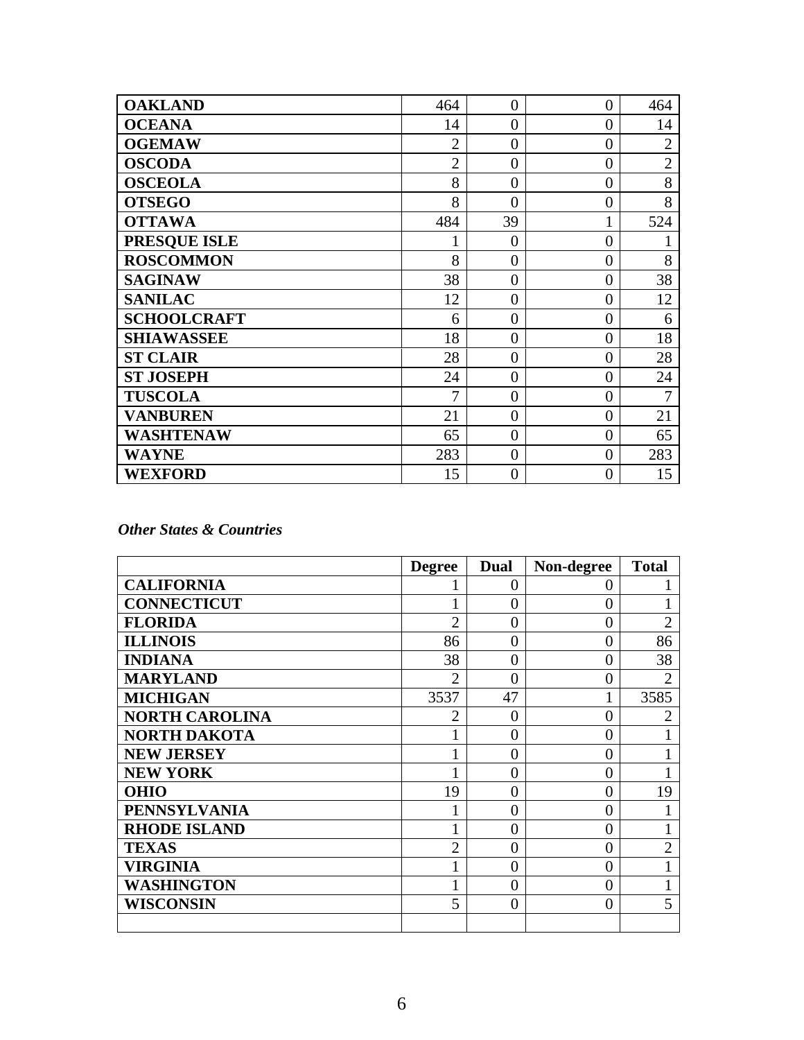| | | | | |
|---|---|---|---|---|
| **OAKLAND** | 464 | 0 | 0 | 464 |
| **OCEANA** | 14 | 0 | 0 | 14 |
| **OGEMAW** | 2 | 0 | 0 | 2 |
| **OSCODA** | 2 | 0 | 0 | 2 |
| **OSCEOLA** | 8 | 0 | 0 | 8 |
| **OTSEGO** | 8 | 0 | 0 | 8 |
| **OTTAWA** | 484 | 39 | 1 | 524 |
| **PRESQUE ISLE** | 1 | 0 | 0 | 1 |
| **ROSCOMMON** | 8 | 0 | 0 | 8 |
| **SAGINAW** | 38 | 0 | 0 | 38 |
| **SANILAC** | 12 | 0 | 0 | 12 |
| **SCHOOLCRAFT** | 6 | 0 | 0 | 6 |
| **SHIAWASSEE** | 18 | 0 | 0 | 18 |
| **ST CLAIR** | 28 | 0 | 0 | 28 |
| **ST JOSEPH** | 24 | 0 | 0 | 24 |
| **TUSCOLA** | 7 | 0 | 0 | 7 |
| **VANBUREN** | 21 | 0 | 0 | 21 |
| **WASHTENAW** | 65 | 0 | 0 | 65 |
| **WAYNE** | 283 | 0 | 0 | 283 |
| **WEXFORD** | 15 | 0 | 0 | 15 |

***Other States & Countries***

| | **Degree** | **Dual** | **Non-degree** | **Total** |
|---|---|---|---|---|
| **CALIFORNIA** | 1 | 0 | 0 | 1 |
| **CONNECTICUT** | 1 | 0 | 0 | 1 |
| **FLORIDA** | 2 | 0 | 0 | 2 |
| **ILLINOIS** | 86 | 0 | 0 | 86 |
| **INDIANA** | 38 | 0 | 0 | 38 |
| **MARYLAND** | 2 | 0 | 0 | 2 |
| **MICHIGAN** | 3537 | 47 | 1 | 3585 |
| **NORTH CAROLINA** | 2 | 0 | 0 | 2 |
| **NORTH DAKOTA** | 1 | 0 | 0 | 1 |
| **NEW JERSEY** | 1 | 0 | 0 | 1 |
| **NEW YORK** | 1 | 0 | 0 | 1 |
| **OHIO** | 19 | 0 | 0 | 19 |
| **PENNSYLVANIA** | 1 | 0 | 0 | 1 |
| **RHODE ISLAND** | 1 | 0 | 0 | 1 |
| **TEXAS** | 2 | 0 | 0 | 2 |
| **VIRGINIA** | 1 | 0 | 0 | 1 |
| **WASHINGTON** | 1 | 0 | 0 | 1 |
| **WISCONSIN** | 5 | 0 | 0 | 5 |
| | | | | |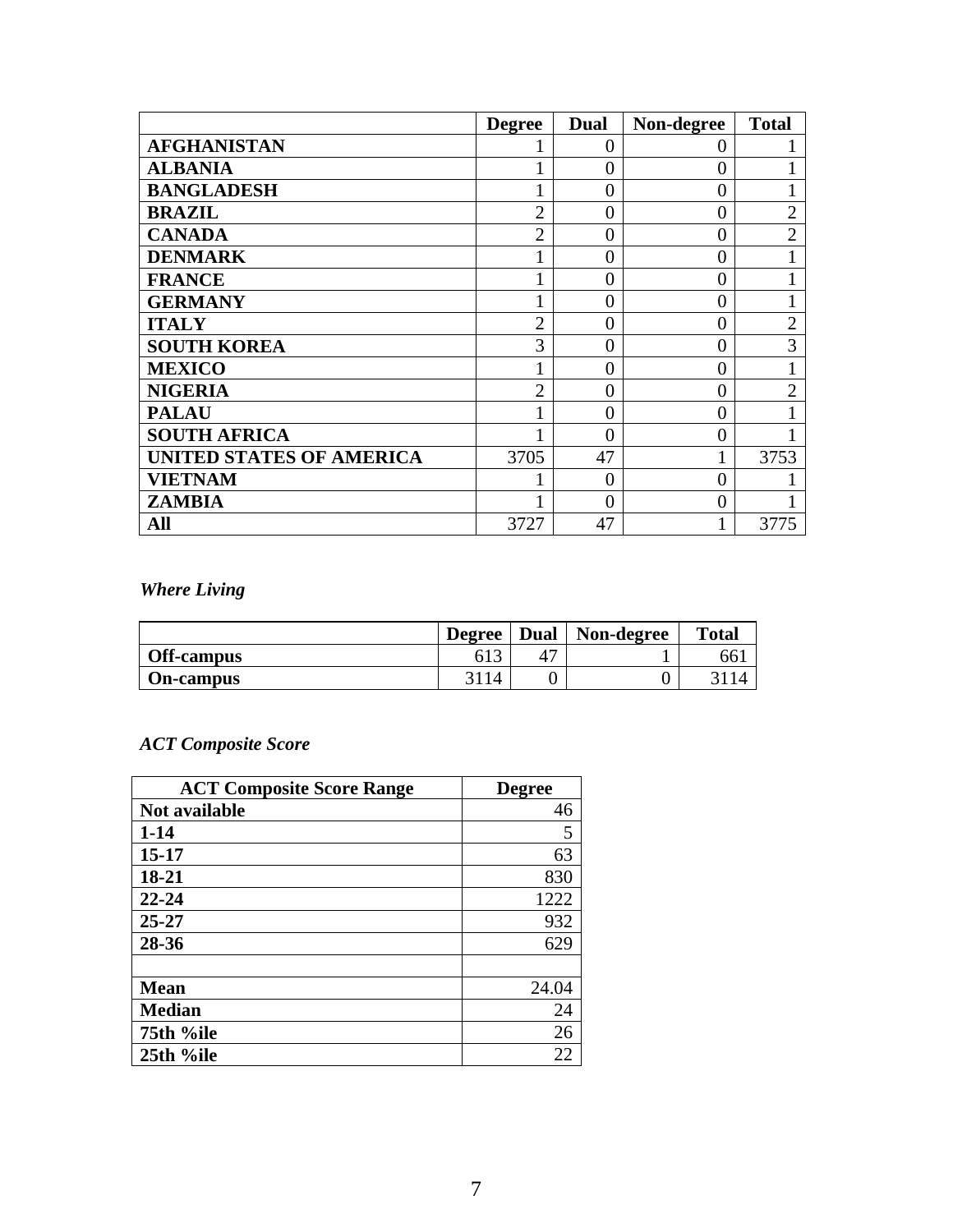| | Degree | Dual | Non-degree | Total |
|---|---|---|---|---|
| **AFGHANISTAN** | 1 | 0 | 0 | 1 |
| **ALBANIA** | 1 | 0 | 0 | 1 |
| **BANGLADESH** | 1 | 0 | 0 | 1 |
| **BRAZIL** | 2 | 0 | 0 | 2 |
| **CANADA** | 2 | 0 | 0 | 2 |
| **DENMARK** | 1 | 0 | 0 | 1 |
| **FRANCE** | 1 | 0 | 0 | 1 |
| **GERMANY** | 1 | 0 | 0 | 1 |
| **ITALY** | 2 | 0 | 0 | 2 |
| **SOUTH KOREA** | 3 | 0 | 0 | 3 |
| **MEXICO** | 1 | 0 | 0 | 1 |
| **NIGERIA** | 2 | 0 | 0 | 2 |
| **PALAU** | 1 | 0 | 0 | 1 |
| **SOUTH AFRICA** | 1 | 0 | 0 | 1 |
| **UNITED STATES OF AMERICA** | 3705 | 47 | 1 | 3753 |
| **VIETNAM** | 1 | 0 | 0 | 1 |
| **ZAMBIA** | 1 | 0 | 0 | 1 |
| **All** | 3727 | 47 | 1 | 3775 |

*Where Living*

| | Degree | Dual | Non-degree | Total |
|---|---|---|---|---|
| **Off-campus** | 613 | 47 | 1 | 661 |
| **On-campus** | 3114 | 0 | 0 | 3114 |

*ACT Composite Score*

| ACT Composite Score Range | Degree |
|---|---|
| **Not available** | 46 |
| **1-14** | 5 |
| **15-17** | 63 |
| **18-21** | 830 |
| **22-24** | 1222 |
| **25-27** | 932 |
| **28-36** | 629 |
| | |
| **Mean** | 24.04 |
| **Median** | 24 |
| **75th %ile** | 26 |
| **25th %ile** | 22 |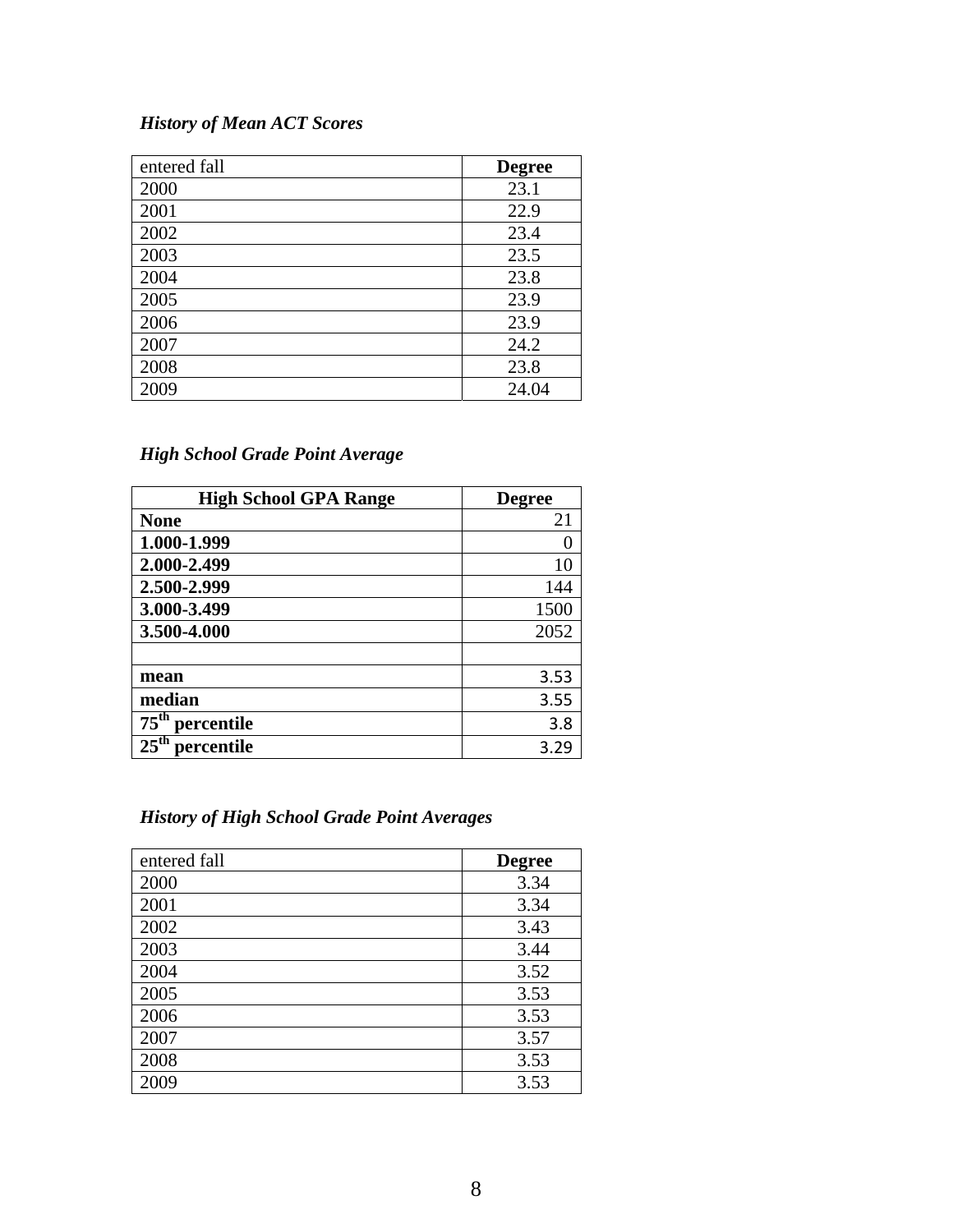*History of Mean ACT Scores*

| entered fall | **Degree** |
|---|---|
| 2000 | 23.1 |
| 2001 | 22.9 |
| 2002 | 23.4 |
| 2003 | 23.5 |
| 2004 | 23.8 |
| 2005 | 23.9 |
| 2006 | 23.9 |
| 2007 | 24.2 |
| 2008 | 23.8 |
| 2009 | 24.04 |

*High School Grade Point Average*

| **High School GPA Range** | **Degree** |
|---|---|
| **None** | 21 |
| **1.000-1.999** | 0 |
| **2.000-2.499** | 10 |
| **2.500-2.999** | 144 |
| **3.000-3.499** | 1500 |
| **3.500-4.000** | 2052 |
| | |
| **mean** | 3.53 |
| **median** | 3.55 |
| **75th percentile** | 3.8 |
| **25th percentile** | 3.29 |

*History of High School Grade Point Averages*

| entered fall | **Degree** |
|---|---|
| 2000 | 3.34 |
| 2001 | 3.34 |
| 2002 | 3.43 |
| 2003 | 3.44 |
| 2004 | 3.52 |
| 2005 | 3.53 |
| 2006 | 3.53 |
| 2007 | 3.57 |
| 2008 | 3.53 |
| 2009 | 3.53 |